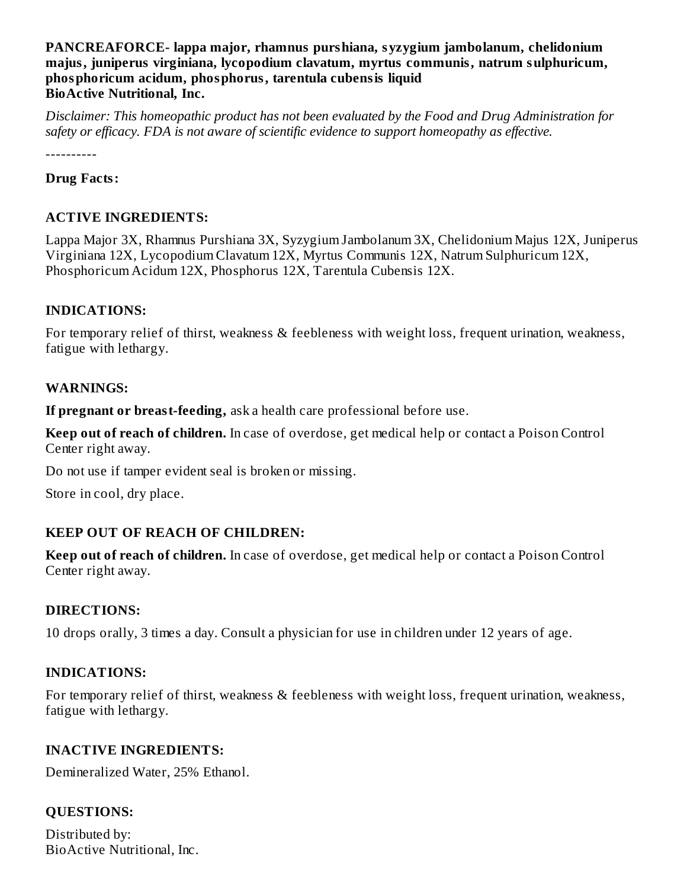**PANCREAFORCE- lappa major, rhamnus purshiana, syzygium jambolanum, chelidonium majus, juniperus virginiana, lycopodium clavatum, myrtus communis, natrum sulphuricum, phosphoricum acidum, phosphorus, tarentula cubensis liquid**
**BioActive Nutritional, Inc.**

*Disclaimer: This homeopathic product has not been evaluated by the Food and Drug Administration for safety or efficacy. FDA is not aware of scientific evidence to support homeopathy as effective.*

----------

**Drug Facts:**

### ACTIVE INGREDIENTS:

Lappa Major 3X, Rhamnus Purshiana 3X, Syzygium Jambolanum 3X, Chelidonium Majus 12X, Juniperus Virginiana 12X, Lycopodium Clavatum 12X, Myrtus Communis 12X, Natrum Sulphuricum 12X, Phosphoricum Acidum 12X, Phosphorus 12X, Tarentula Cubensis 12X.

### INDICATIONS:

For temporary relief of thirst, weakness & feebleness with weight loss, frequent urination, weakness, fatigue with lethargy.

### WARNINGS:

**If pregnant or breast-feeding,** ask a health care professional before use.

**Keep out of reach of children.** In case of overdose, get medical help or contact a Poison Control Center right away.

Do not use if tamper evident seal is broken or missing.

Store in cool, dry place.

### KEEP OUT OF REACH OF CHILDREN:

**Keep out of reach of children.** In case of overdose, get medical help or contact a Poison Control Center right away.

### DIRECTIONS:

10 drops orally, 3 times a day. Consult a physician for use in children under 12 years of age.

### INDICATIONS:

For temporary relief of thirst, weakness & feebleness with weight loss, frequent urination, weakness, fatigue with lethargy.

### INACTIVE INGREDIENTS:

Demineralized Water, 25% Ethanol.

### QUESTIONS:

Distributed by:
BioActive Nutritional, Inc.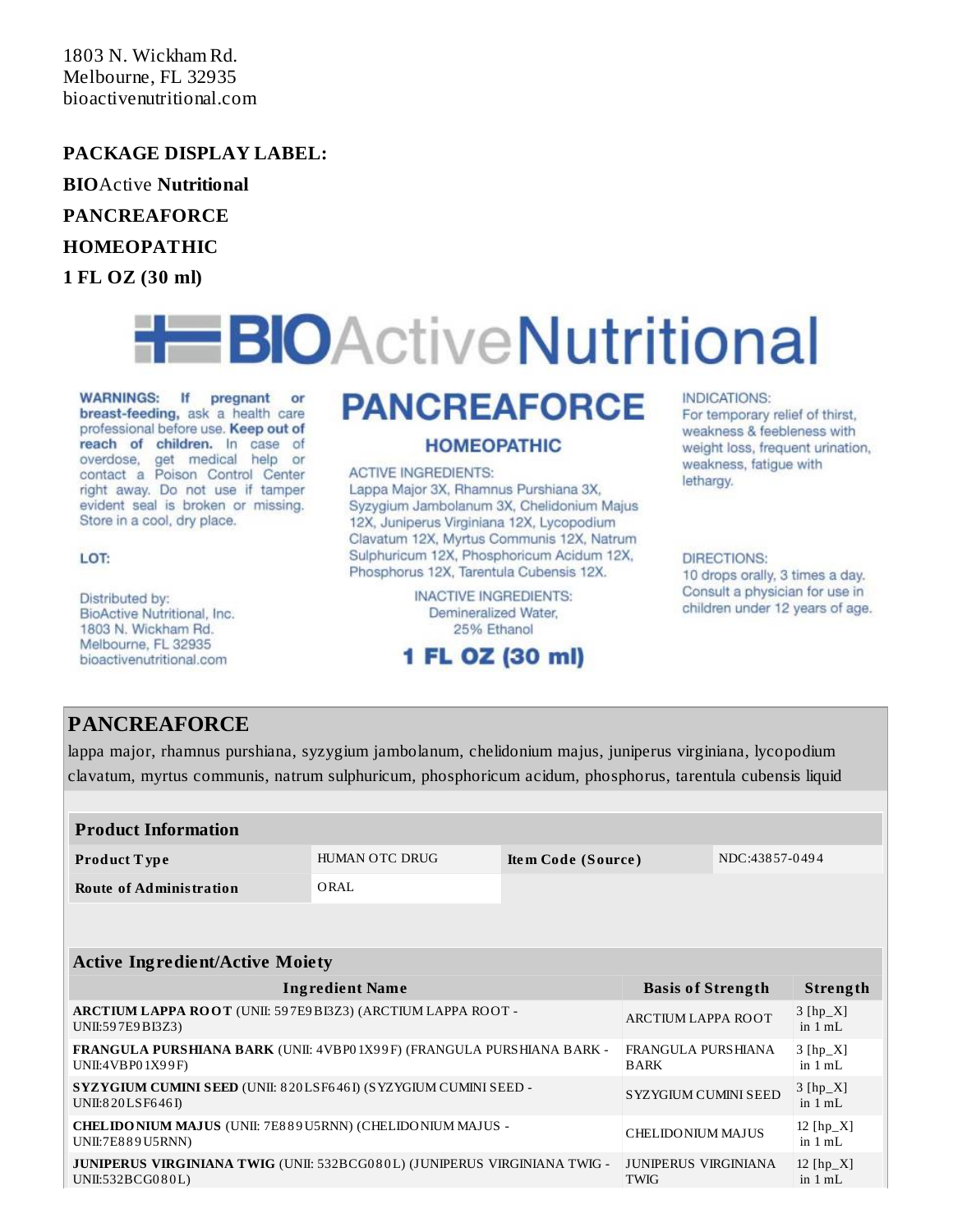1803 N. Wickham Rd.
Melbourne, FL 32935
bioactivenutritional.com

**PACKAGE DISPLAY LABEL:**

**BIO**Active **Nutritional**

**PANCREAFORCE**

**HOMEOPATHIC**

**1 FL OZ (30 ml)**

BIOActiveNutritional

**WARNINGS: If pregnant or breast-feeding,** ask a health care professional before use. **Keep out of reach of children.** In case of overdose, get medical help or contact a Poison Control Center right away. Do not use if tamper evident seal is broken or missing. Store in a cool, dry place.

LOT:

Distributed by:
BioActive Nutritional, Inc.
1803 N. Wickham Rd.
Melbourne, FL 32935
bioactivenutritional.com

**PANCREAFORCE**

**HOMEOPATHIC**

ACTIVE INGREDIENTS:
Lappa Major 3X, Rhamnus Purshiana 3X, Syzygium Jambolanum 3X, Chelidonium Majus 12X, Juniperus Virginiana 12X, Lycopodium Clavatum 12X, Myrtus Communis 12X, Natrum Sulphuricum 12X, Phosphoricum Acidum 12X, Phosphorus 12X, Tarentula Cubensis 12X.

INACTIVE INGREDIENTS:
Demineralized Water,
25% Ethanol

**1 FL OZ (30 ml)**

INDICATIONS:
For temporary relief of thirst, weakness & feebleness with weight loss, frequent urination, weakness, fatigue with lethargy.

DIRECTIONS:
10 drops orally, 3 times a day. Consult a physician for use in children under 12 years of age.

## PANCREAFORCE

lappa major, rhamnus purshiana, syzygium jambolanum, chelidonium majus, juniperus virginiana, lycopodium clavatum, myrtus communis, natrum sulphuricum, phosphoricum acidum, phosphorus, tarentula cubensis liquid

| Product Information | | | |
|---|---|---|---|
| **Product Type** | HUMAN OTC DRUG | **Item Code (Source)** | NDC:43857-0494 |
| **Route of Administration** | ORAL | | |

| Active Ingredient/Active Moiety | | |
|---|---|---|
| **Ingredient Name** | **Basis of Strength** | **Strength** |
| **ARCTIUM LAPPA ROOT** (UNII: 597E9BI3Z3) (ARCTIUM LAPPA ROOT - UNII:597E9BI3Z3) | ARCTIUM LAPPA ROOT | 3 [hp_X] in 1 mL |
| **FRANGULA PURSHIANA BARK** (UNII: 4VBP01X99F) (FRANGULA PURSHIANA BARK - UNII:4VBP01X99F) | FRANGULA PURSHIANA BARK | 3 [hp_X] in 1 mL |
| **SYZYGIUM CUMINI SEED** (UNII: 820LSF646I) (SYZYGIUM CUMINI SEED - UNII:820LSF646I) | SYZYGIUM CUMINI SEED | 3 [hp_X] in 1 mL |
| **CHELIDONIUM MAJUS** (UNII: 7E889U5RNN) (CHELIDONIUM MAJUS - UNII:7E889U5RNN) | CHELIDONIUM MAJUS | 12 [hp_X] in 1 mL |
| **JUNIPERUS VIRGINIANA TWIG** (UNII: 532BCG080L) (JUNIPERUS VIRGINIANA TWIG - UNII:532BCG080L) | JUNIPERUS VIRGINIANA TWIG | 12 [hp_X] in 1 mL |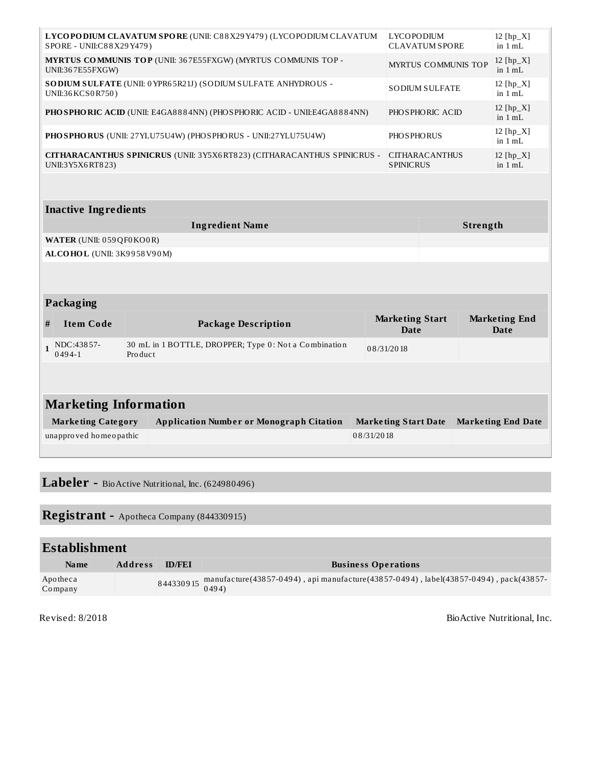| | | |
|---|---|---|
| **LYCOPODIUM CLAVATUM SPORE** (UNII: C88X29Y479) (LYCOPODIUM CLAVATUM SPORE - UNII:C88X29Y479) | LYCOPODIUM CLAVATUM SPORE | 12 [hp_X] in 1 mL |
| **MYRTUS COMMUNIS TOP** (UNII: 367E55FXGW) (MYRTUS COMMUNIS TOP - UNII:367E55FXGW) | MYRTUS COMMUNIS TOP | 12 [hp_X] in 1 mL |
| **SODIUM SULFATE** (UNII: 0YPR65R21J) (SODIUM SULFATE ANHYDROUS - UNII:36KCS0R750) | SODIUM SULFATE | 12 [hp_X] in 1 mL |
| **PHOSPHORIC ACID** (UNII: E4GA8884NN) (PHOSPHORIC ACID - UNII:E4GA8884NN) | PHOSPHORIC ACID | 12 [hp_X] in 1 mL |
| **PHOSPHORUS** (UNII: 27YLU75U4W) (PHOSPHORUS - UNII:27YLU75U4W) | PHOSPHORUS | 12 [hp_X] in 1 mL |
| **CITHARACANTHUS SPINICRUS** (UNII: 3Y5X6RT823) (CITHARACANTHUS SPINICRUS - UNII:3Y5X6RT823) | CITHARACANTHUS SPINICRUS | 12 [hp_X] in 1 mL |

**Inactive Ingredients**

| Ingredient Name | Strength |
|---|---|
| **WATER** (UNII: 059QF0KO0R) | |
| **ALCOHOL** (UNII: 3K9958V90M) | |

**Packaging**

| # | Item Code | Package Description | Marketing Start Date | Marketing End Date |
|---|---|---|---|---|
| 1 | NDC:43857-0494-1 | 30 mL in 1 BOTTLE, DROPPER; Type 0: Not a Combination Product | 08/31/2018 | |

## Marketing Information

| Marketing Category | Application Number or Monograph Citation | Marketing Start Date | Marketing End Date |
|---|---|---|---|
| unapproved homeopathic | | 08/31/2018 | |

## Labeler - BioActive Nutritional, Inc. (624980496)

## Registrant - Apotheca Company (844330915)

## Establishment

| Name | Address | ID/FEI | Business Operations |
|---|---|---|---|
| Apotheca Company | | 844330915 | manufacture(43857-0494) , api manufacture(43857-0494) , label(43857-0494) , pack(43857-0494) |

Revised: 8/2018

BioActive Nutritional, Inc.